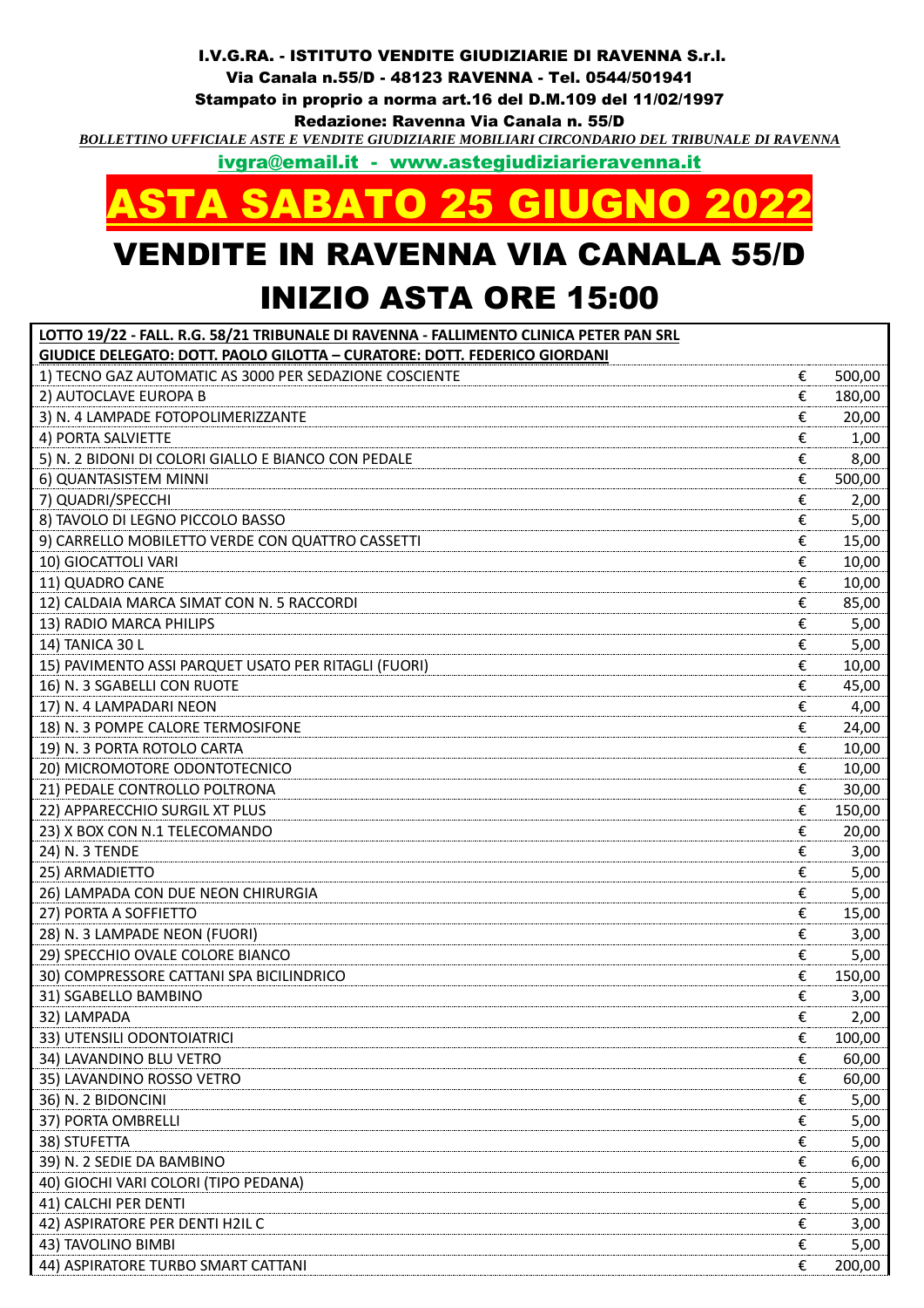**I.V.G.RA. - ISTITUTO VENDITE GIUDIZIARIE DI RAVENNA S.r.l.**

**Via Canala n.55/D - 48123 RAVENNA - Tel. 0544/501941**

**Stampato in proprio a norma art.16 del D.M.109 del 11/02/1997**

**Redazione: Ravenna Via Canala n. 55/D**

***BOLLETTINO UFFICIALE ASTE E VENDITE GIUDIZIARIE MOBILIARI CIRCONDARIO DEL TRIBUNALE DI RAVENNA***

ivgra@email.it - www.astegiudiziarieravenna.it

# ASTA SABATO 25 GIUGNO 2022

# VENDITE IN RAVENNA VIA CANALA 55/D

# INIZIO ASTA ORE 15:00

| LOTTO 19/22 - FALL. R.G. 58/21 TRIBUNALE DI RAVENNA - FALLIMENTO CLINICA PETER PAN SRL | | |
|---|---|---|
| GIUDICE DELEGATO: DOTT. PAOLO GILOTTA – CURATORE: DOTT. FEDERICO GIORDANI | | |
| 1) TECNO GAZ AUTOMATIC AS 3000 PER SEDAZIONE COSCIENTE | € | 500,00 |
| 2) AUTOCLAVE EUROPA B | € | 180,00 |
| 3) N. 4 LAMPADE FOTOPOLIMERIZZANTE | € | 20,00 |
| 4) PORTA SALVIETTE | € | 1,00 |
| 5) N. 2 BIDONI DI COLORI GIALLO E BIANCO CON PEDALE | € | 8,00 |
| 6) QUANTASISTEM MINNI | € | 500,00 |
| 7) QUADRI/SPECCHI | € | 2,00 |
| 8) TAVOLO DI LEGNO PICCOLO BASSO | € | 5,00 |
| 9) CARRELLO MOBILETTO VERDE CON QUATTRO CASSETTI | € | 15,00 |
| 10) GIOCATTOLI VARI | € | 10,00 |
| 11) QUADRO CANE | € | 10,00 |
| 12) CALDAIA MARCA SIMAT CON N. 5 RACCORDI | € | 85,00 |
| 13) RADIO MARCA PHILIPS | € | 5,00 |
| 14) TANICA 30 L | € | 5,00 |
| 15) PAVIMENTO ASSI PARQUET USATO PER RITAGLI (FUORI) | € | 10,00 |
| 16) N. 3 SGABELLI CON RUOTE | € | 45,00 |
| 17) N. 4 LAMPADARI NEON | € | 4,00 |
| 18) N. 3 POMPE CALORE TERMOSIFONE | € | 24,00 |
| 19) N. 3 PORTA ROTOLO CARTA | € | 10,00 |
| 20) MICROMOTORE ODONTOTECNICO | € | 10,00 |
| 21) PEDALE CONTROLLO POLTRONA | € | 30,00 |
| 22) APPARECCHIO SURGIL XT PLUS | € | 150,00 |
| 23) X BOX CON N.1 TELECOMANDO | € | 20,00 |
| 24) N. 3 TENDE | € | 3,00 |
| 25) ARMADIETTO | € | 5,00 |
| 26) LAMPADA CON DUE NEON CHIRURGIA | € | 5,00 |
| 27) PORTA A SOFFIETTO | € | 15,00 |
| 28) N. 3 LAMPADE NEON (FUORI) | € | 3,00 |
| 29) SPECCHIO OVALE COLORE BIANCO | € | 5,00 |
| 30) COMPRESSORE CATTANI SPA BICILINDRICO | € | 150,00 |
| 31) SGABELLO BAMBINO | € | 3,00 |
| 32) LAMPADA | € | 2,00 |
| 33) UTENSILI ODONTOIATRICI | € | 100,00 |
| 34) LAVANDINO BLU VETRO | € | 60,00 |
| 35) LAVANDINO ROSSO VETRO | € | 60,00 |
| 36) N. 2 BIDONCINI | € | 5,00 |
| 37) PORTA OMBRELLI | € | 5,00 |
| 38) STUFETTA | € | 5,00 |
| 39) N. 2 SEDIE DA BAMBINO | € | 6,00 |
| 40) GIOCHI VARI COLORI (TIPO PEDANA) | € | 5,00 |
| 41) CALCHI PER DENTI | € | 5,00 |
| 42) ASPIRATORE PER DENTI H2IL C | € | 3,00 |
| 43) TAVOLINO BIMBI | € | 5,00 |
| 44) ASPIRATORE TURBO SMART CATTANI | € | 200,00 |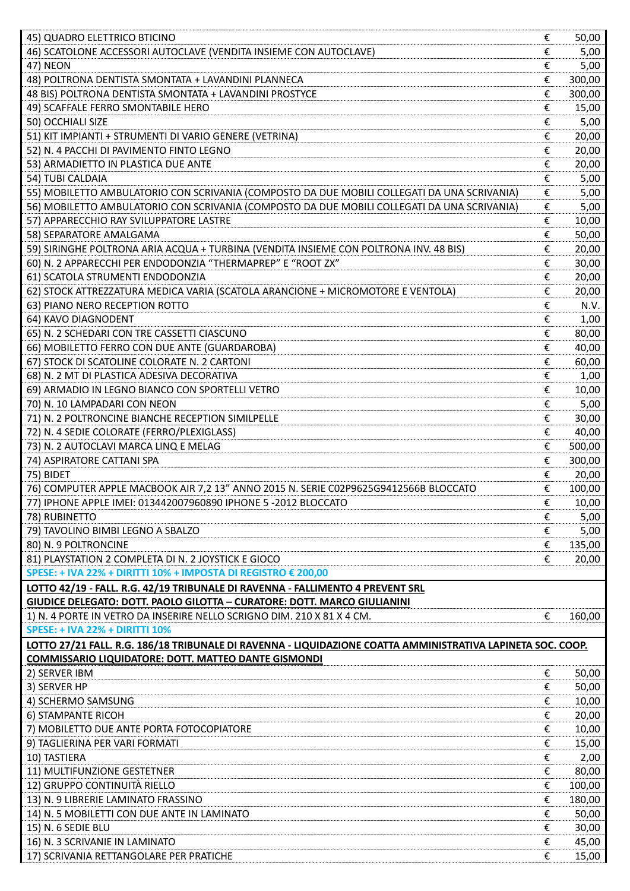| | | |
|---|---|---|
| 45) QUADRO ELETTRICO BTICINO | € | 50,00 |
| 46) SCATOLONE ACCESSORI AUTOCLAVE (VENDITA INSIEME CON AUTOCLAVE) | € | 5,00 |
| 47) NEON | € | 5,00 |
| 48) POLTRONA DENTISTA SMONTATA + LAVANDINI PLANNECA | € | 300,00 |
| 48 BIS) POLTRONA DENTISTA SMONTATA + LAVANDINI PROSTYCE | € | 300,00 |
| 49) SCAFFALE FERRO SMONTABILE HERO | € | 15,00 |
| 50) OCCHIALI SIZE | € | 5,00 |
| 51) KIT IMPIANTI + STRUMENTI DI VARIO GENERE (VETRINA) | € | 20,00 |
| 52) N. 4 PACCHI DI PAVIMENTO FINTO LEGNO | € | 20,00 |
| 53) ARMADIETTO IN PLASTICA DUE ANTE | € | 20,00 |
| 54) TUBI CALDAIA | € | 5,00 |
| 55) MOBILETTO AMBULATORIO CON SCRIVANIA (COMPOSTO DA DUE MOBILI COLLEGATI DA UNA SCRIVANIA) | € | 5,00 |
| 56) MOBILETTO AMBULATORIO CON SCRIVANIA (COMPOSTO DA DUE MOBILI COLLEGATI DA UNA SCRIVANIA) | € | 5,00 |
| 57) APPARECCHIO RAY SVILUPPATORE LASTRE | € | 10,00 |
| 58) SEPARATORE AMALGAMA | € | 50,00 |
| 59) SIRINGHE POLTRONA ARIA ACQUA + TURBINA (VENDITA INSIEME CON POLTRONA INV. 48 BIS) | € | 20,00 |
| 60) N. 2 APPARECCHI PER ENDODONZIA "THERMAPREP" E "ROOT ZX" | € | 30,00 |
| 61) SCATOLA STRUMENTI ENDODONZIA | € | 20,00 |
| 62) STOCK ATTREZZATURA MEDICA VARIA (SCATOLA ARANCIONE + MICROMOTORE E VENTOLA) | € | 20,00 |
| 63) PIANO NERO RECEPTION ROTTO | € | N.V. |
| 64) KAVO DIAGNODENT | € | 1,00 |
| 65) N. 2 SCHEDARI CON TRE CASSETTI CIASCUNO | € | 80,00 |
| 66) MOBILETTO FERRO CON DUE ANTE (GUARDAROBA) | € | 40,00 |
| 67) STOCK DI SCATOLINE COLORATE N. 2 CARTONI | € | 60,00 |
| 68) N. 2 MT DI PLASTICA ADESIVA DECORATIVA | € | 1,00 |
| 69) ARMADIO IN LEGNO BIANCO CON SPORTELLI VETRO | € | 10,00 |
| 70) N. 10 LAMPADARI CON NEON | € | 5,00 |
| 71) N. 2 POLTRONCINE BIANCHE RECEPTION SIMILPELLE | € | 30,00 |
| 72) N. 4 SEDIE COLORATE (FERRO/PLEXIGLASS) | € | 40,00 |
| 73) N. 2 AUTOCLAVI MARCA LINQ E MELAG | € | 500,00 |
| 74) ASPIRATORE CATTANI SPA | € | 300,00 |
| 75) BIDET | € | 20,00 |
| 76) COMPUTER APPLE MACBOOK AIR 7,2 13" ANNO 2015 N. SERIE C02P9625G9412566B BLOCCATO | € | 100,00 |
| 77) IPHONE APPLE IMEI: 013442007960890 IPHONE 5 -2012 BLOCCATO | € | 10,00 |
| 78) RUBINETTO | € | 5,00 |
| 79) TAVOLINO BIMBI LEGNO A SBALZO | € | 5,00 |
| 80) N. 9 POLTRONCINE | € | 135,00 |
| 81) PLAYSTATION 2 COMPLETA DI N. 2 JOYSTICK E GIOCO | € | 20,00 |
| **SPESE: + IVA 22% + DIRITTI 10% + IMPOSTA DI REGISTRO € 200,00** | | |
| **LOTTO 42/19 - FALL. R.G. 42/19 TRIBUNALE DI RAVENNA - FALLIMENTO 4 PREVENT SRL** | | |
| **GIUDICE DELEGATO: DOTT. PAOLO GILOTTA – CURATORE: DOTT. MARCO GIULIANINI** | | |
| 1) N. 4 PORTE IN VETRO DA INSERIRE NELLO SCRIGNO DIM. 210 X 81 X 4 CM. | € | 160,00 |
| **SPESE: + IVA 22% + DIRITTI 10%** | | |
| **LOTTO 27/21 FALL. R.G. 186/18 TRIBUNALE DI RAVENNA - LIQUIDAZIONE COATTA AMMINISTRATIVA LAPINETA SOC. COOP.** | | |
| **COMMISSARIO LIQUIDATORE: DOTT. MATTEO DANTE GISMONDI** | | |
| 2) SERVER IBM | € | 50,00 |
| 3) SERVER HP | € | 50,00 |
| 4) SCHERMO SAMSUNG | € | 10,00 |
| 6) STAMPANTE RICOH | € | 20,00 |
| 7) MOBILETTO DUE ANTE PORTA FOTOCOPIATORE | € | 10,00 |
| 9) TAGLIERINA PER VARI FORMATI | € | 15,00 |
| 10) TASTIERA | € | 2,00 |
| 11) MULTIFUNZIONE GESTETNER | € | 80,00 |
| 12) GRUPPO CONTINUITÀ RIELLO | € | 100,00 |
| 13) N. 9 LIBRERIE LAMINATO FRASSINO | € | 180,00 |
| 14) N. 5 MOBILETTI CON DUE ANTE IN LAMINATO | € | 50,00 |
| 15) N. 6 SEDIE BLU | € | 30,00 |
| 16) N. 3 SCRIVANIE IN LAMINATO | € | 45,00 |
| 17) SCRIVANIA RETTANGOLARE PER PRATICHE | € | 15,00 |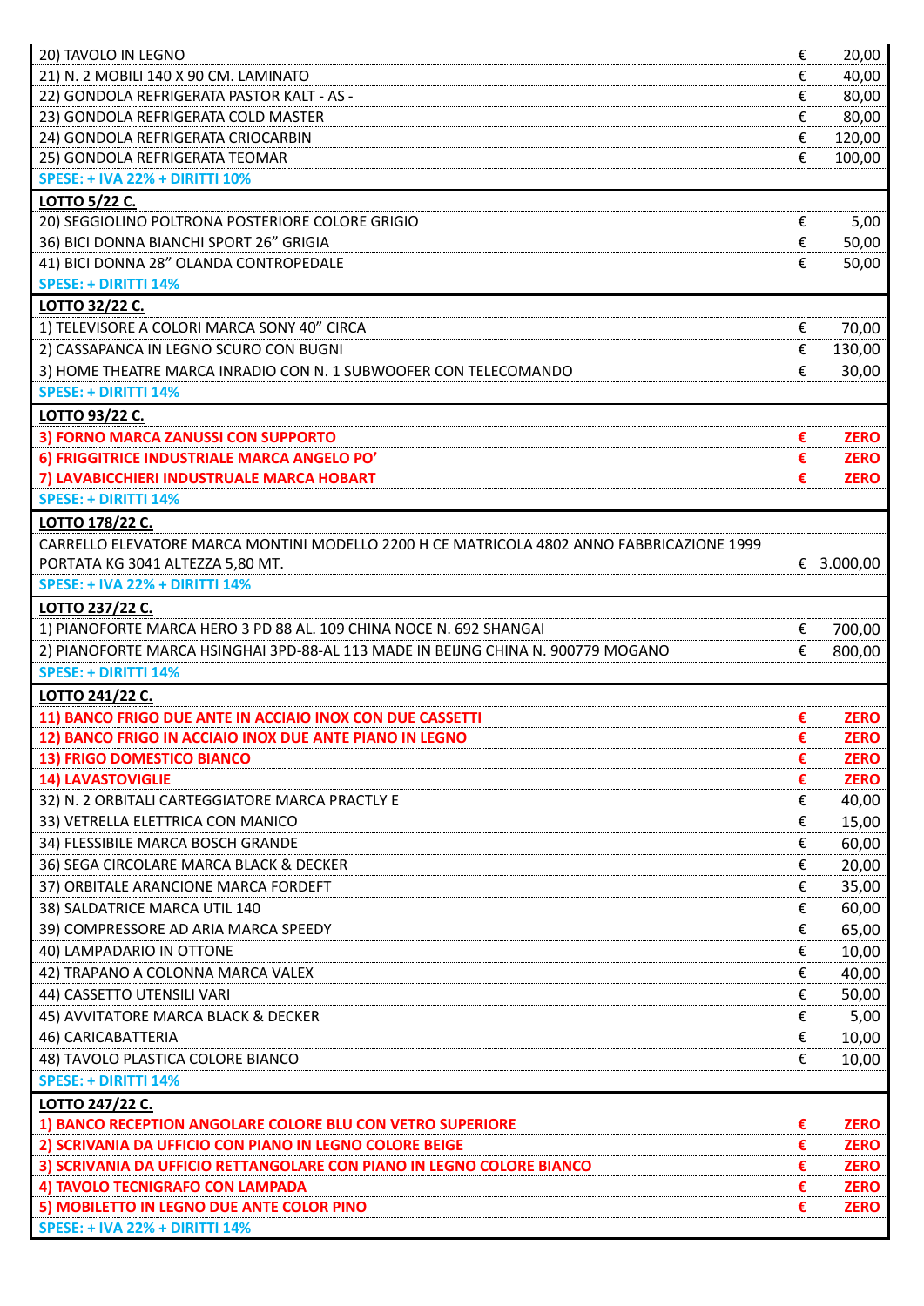| | | |
|---|---|---|
| 20) TAVOLO IN LEGNO | € | 20,00 |
| 21) N. 2 MOBILI 140 X 90 CM. LAMINATO | € | 40,00 |
| 22) GONDOLA REFRIGERATA PASTOR KALT - AS - | € | 80,00 |
| 23) GONDOLA REFRIGERATA COLD MASTER | € | 80,00 |
| 24) GONDOLA REFRIGERATA CRIOCARBIN | € | 120,00 |
| 25) GONDOLA REFRIGERATA TEOMAR | € | 100,00 |
| **SPESE: + IVA 22% + DIRITTI 10%** | | |
| **LOTTO 5/22 C.** | | |
| 20) SEGGIOLINO POLTRONA POSTERIORE COLORE GRIGIO | € | 5,00 |
| 36) BICI DONNA BIANCHI SPORT 26" GRIGIA | € | 50,00 |
| 41) BICI DONNA 28" OLANDA CONTROPEDALE | € | 50,00 |
| **SPESE: + DIRITTI 14%** | | |
| **LOTTO 32/22 C.** | | |
| 1) TELEVISORE A COLORI MARCA SONY 40" CIRCA | € | 70,00 |
| 2) CASSAPANCA IN LEGNO SCURO CON BUGNI | € | 130,00 |
| 3) HOME THEATRE MARCA INRADIO CON N. 1 SUBWOOFER CON TELECOMANDO | € | 30,00 |
| **SPESE: + DIRITTI 14%** | | |
| **LOTTO 93/22 C.** | | |
| **3) FORNO MARCA ZANUSSI CON SUPPORTO** | **€** | **ZERO** |
| **6) FRIGGITRICE INDUSTRIALE MARCA ANGELO PO'** | **€** | **ZERO** |
| **7) LAVABICCHIERI INDUSTRUALE MARCA HOBART** | **€** | **ZERO** |
| **SPESE: + DIRITTI 14%** | | |
| **LOTTO 178/22 C.** | | |
| CARRELLO ELEVATORE MARCA MONTINI MODELLO 2200 H CE MATRICOLA 4802 ANNO FABBRICAZIONE 1999 PORTATA KG 3041 ALTEZZA 5,80 MT. | € | 3.000,00 |
| **SPESE: + IVA 22% + DIRITTI 14%** | | |
| **LOTTO 237/22 C.** | | |
| 1) PIANOFORTE MARCA HERO 3 PD 88 AL. 109 CHINA NOCE N. 692 SHANGAI | € | 700,00 |
| 2) PIANOFORTE MARCA HSINGHAI 3PD-88-AL 113 MADE IN BEIJNG CHINA N. 900779 MOGANO | € | 800,00 |
| **SPESE: + DIRITTI 14%** | | |
| **LOTTO 241/22 C.** | | |
| **11) BANCO FRIGO DUE ANTE IN ACCIAIO INOX CON DUE CASSETTI** | **€** | **ZERO** |
| **12) BANCO FRIGO IN ACCIAIO INOX DUE ANTE PIANO IN LEGNO** | **€** | **ZERO** |
| **13) FRIGO DOMESTICO BIANCO** | **€** | **ZERO** |
| **14) LAVASTOVIGLIE** | **€** | **ZERO** |
| 32) N. 2 ORBITALI CARTEGGIATORE MARCA PRACTLY E | € | 40,00 |
| 33) VETRELLA ELETTRICA CON MANICO | € | 15,00 |
| 34) FLESSIBILE MARCA BOSCH GRANDE | € | 60,00 |
| 36) SEGA CIRCOLARE MARCA BLACK & DECKER | € | 20,00 |
| 37) ORBITALE ARANCIONE MARCA FORDEFT | € | 35,00 |
| 38) SALDATRICE MARCA UTIL 140 | € | 60,00 |
| 39) COMPRESSORE AD ARIA MARCA SPEEDY | € | 65,00 |
| 40) LAMPADARIO IN OTTONE | € | 10,00 |
| 42) TRAPANO A COLONNA MARCA VALEX | € | 40,00 |
| 44) CASSETTO UTENSILI VARI | € | 50,00 |
| 45) AVVITATORE MARCA BLACK & DECKER | € | 5,00 |
| 46) CARICABATTERIA | € | 10,00 |
| 48) TAVOLO PLASTICA COLORE BIANCO | € | 10,00 |
| **SPESE: + DIRITTI 14%** | | |
| **LOTTO 247/22 C.** | | |
| **1) BANCO RECEPTION ANGOLARE COLORE BLU CON VETRO SUPERIORE** | **€** | **ZERO** |
| **2) SCRIVANIA DA UFFICIO CON PIANO IN LEGNO COLORE BEIGE** | **€** | **ZERO** |
| **3) SCRIVANIA DA UFFICIO RETTANGOLARE CON PIANO IN LEGNO COLORE BIANCO** | **€** | **ZERO** |
| **4) TAVOLO TECNIGRAFO CON LAMPADA** | **€** | **ZERO** |
| **5) MOBILETTO IN LEGNO DUE ANTE COLOR PINO** | **€** | **ZERO** |
| **SPESE: + IVA 22% + DIRITTI 14%** | | |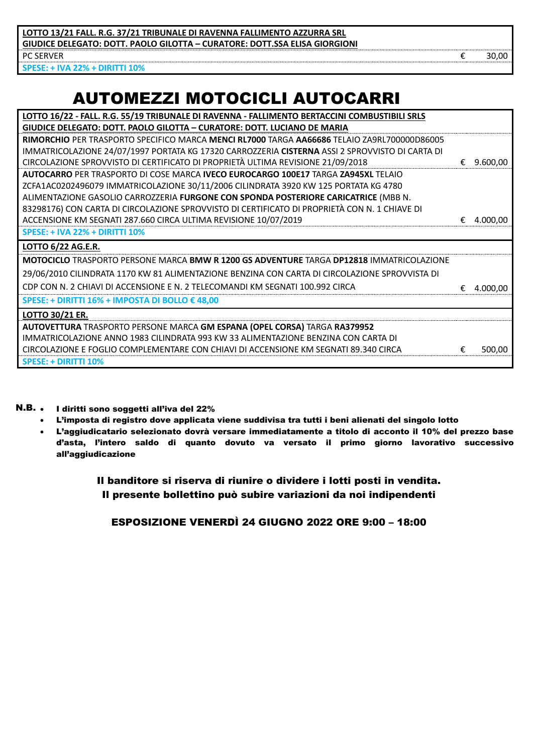| | | |
|---|---|---|
| **LOTTO 13/21 FALL. R.G. 37/21 TRIBUNALE DI RAVENNA FALLIMENTO AZZURRA SRL** | | |
| **GIUDICE DELEGATO: DOTT. PAOLO GILOTTA – CURATORE: DOTT.SSA ELISA GIORGIONI** | | |
| PC SERVER | € | 30,00 |
| **SPESE: + IVA 22% + DIRITTI 10%** | | |

# AUTOMEZZI MOTOCICLI AUTOCARRI

| | | |
|---|---|---|
| **LOTTO 16/22 - FALL. R.G. 55/19 TRIBUNALE DI RAVENNA - FALLIMENTO BERTACCINI COMBUSTIBILI SRLS** | | |
| **GIUDICE DELEGATO: DOTT. PAOLO GILOTTA – CURATORE: DOTT. LUCIANO DE MARIA** | | |
| **RIMORCHIO** PER TRASPORTO SPECIFICO MARCA **MENCI RL7000** TARGA **AA66686** TELAIO ZA9RL700000D86005 IMMATRICOLAZIONE 24/07/1997 PORTATA KG 17320 CARROZZERIA **CISTERNA** ASSI 2 SPROVVISTO DI CARTA DI CIRCOLAZIONE SPROVVISTO DI CERTIFICATO DI PROPRIETÀ ULTIMA REVISIONE 21/09/2018 | € | 9.600,00 |
| **AUTOCARRO** PER TRASPORTO DI COSE MARCA **IVECO EUROCARGO 100E17** TARGA **ZA945XL** TELAIO ZCFA1AC0202496079 IMMATRICOLAZIONE 30/11/2006 CILINDRATA 3920 KW 125 PORTATA KG 4780 ALIMENTAZIONE GASOLIO CARROZZERIA **FURGONE CON SPONDA POSTERIORE CARICATRICE** (MBB N. 83298176) CON CARTA DI CIRCOLAZIONE SPROVVISTO DI CERTIFICATO DI PROPRIETÀ CON N. 1 CHIAVE DI ACCENSIONE KM SEGNATI 287.660 CIRCA ULTIMA REVISIONE 10/07/2019 | € | 4.000,00 |
| **SPESE: + IVA 22% + DIRITTI 10%** | | |
| **LOTTO 6/22 AG.E.R.** | | |
| **MOTOCICLO** TRASPORTO PERSONE MARCA **BMW R 1200 GS ADVENTURE** TARGA **DP12818** IMMATRICOLAZIONE 29/06/2010 CILINDRATA 1170 KW 81 ALIMENTAZIONE BENZINA CON CARTA DI CIRCOLAZIONE SPROVVISTA DI CDP CON N. 2 CHIAVI DI ACCENSIONE E N. 2 TELECOMANDI KM SEGNATI 100.992 CIRCA | € | 4.000,00 |
| **SPESE: + DIRITTI 16% + IMPOSTA DI BOLLO € 48,00** | | |
| **LOTTO 30/21 ER.** | | |
| **AUTOVETTURA** TRASPORTO PERSONE MARCA **GM ESPANA (OPEL CORSA)** TARGA **RA379952** IMMATRICOLAZIONE ANNO 1983 CILINDRATA 993 KW 33 ALIMENTAZIONE BENZINA CON CARTA DI CIRCOLAZIONE E FOGLIO COMPLEMENTARE CON CHIAVI DI ACCENSIONE KM SEGNATI 89.340 CIRCA | € | 500,00 |
| **SPESE: + DIRITTI 10%** | | |

**N.B.**
- **I diritti sono soggetti all'iva del 22%**
- **L'imposta di registro dove applicata viene suddivisa tra tutti i beni alienati del singolo lotto**
- **L'aggiudicatario selezionato dovrà versare immediatamente a titolo di acconto il 10% del prezzo base d'asta, l'intero saldo di quanto dovuto va versato il primo giorno lavorativo successivo all'aggiudicazione**

**Il banditore si riserva di riunire o dividere i lotti posti in vendita.**
**Il presente bollettino può subire variazioni da noi indipendenti**

**ESPOSIZIONE VENERDÌ 24 GIUGNO 2022 ORE 9:00 – 18:00**